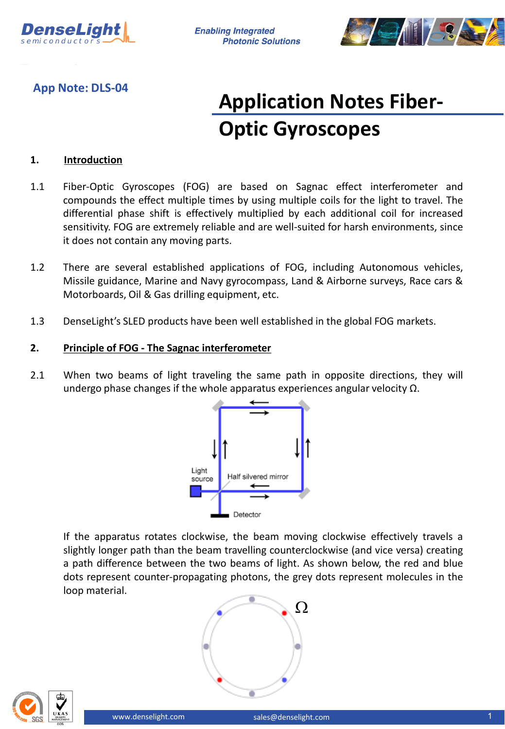App Note: DLS-04

# Application Notes Fiber-Optic Gyroscopes

## 1. Introduction

1.1 Fiber-Optic Gyroscopes (FOG) are based on Sagnac effect interferometer and compounds the effect multiple times by using multiple coils for the light to travel. The differential phase shift is effectively multiplied by each additional coil for increased sensitivity. FOG are extremely reliable and are well-suited for harsh environments, since it does not contain any moving parts.

1.2 There are several established applications of FOG, including Autonomous vehicles, Missile guidance, Marine and Navy gyrocompass, Land & Airborne surveys, Race cars & Motorboards, Oil & Gas drilling equipment, etc.

1.3 DenseLight's SLED products have been well established in the global FOG markets.

## 2. Principle of FOG - The Sagnac interferometer

2.1 When two beams of light traveling the same path in opposite directions, they will undergo phase changes if the whole apparatus experiences angular velocity Ω.

Light source

Half silvered mirror

Detector

If the apparatus rotates clockwise, the beam moving clockwise effectively travels a slightly longer path than the beam travelling counterclockwise (and vice versa) creating a path difference between the two beams of light. As shown below, the red and blue dots represent counter-propagating photons, the grey dots represent molecules in the loop material.

Ω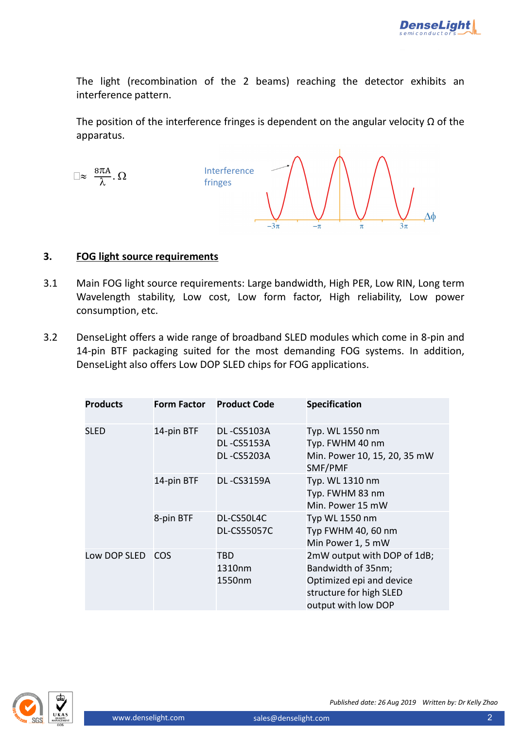The light (recombination of the 2 beams) reaching the detector exhibits an interference pattern.

The position of the interference fringes is dependent on the angular velocity Ω of the apparatus.

$$\square \approx \frac{8\pi A}{\lambda} . \Omega$$

Interference fringes

$-3\pi$ $-\pi$ $\pi$ $3\pi$ $\Delta\phi$

### 3. FOG light source requirements

3.1 Main FOG light source requirements: Large bandwidth, High PER, Low RIN, Long term Wavelength stability, Low cost, Low form factor, High reliability, Low power consumption, etc.

3.2 DenseLight offers a wide range of broadband SLED modules which come in 8-pin and 14-pin BTF packaging suited for the most demanding FOG systems. In addition, DenseLight also offers Low DOP SLED chips for FOG applications.

| Products | Form Factor | Product Code | Specification |
|---|---|---|---|
| SLED | 14-pin BTF | DL -CS5103A<br>DL -CS5153A<br>DL -CS5203A | Typ. WL 1550 nm<br>Typ. FWHM 40 nm<br>Min. Power 10, 15, 20, 35 mW<br>SMF/PMF |
| | 14-pin BTF | DL -CS3159A | Typ. WL 1310 nm<br>Typ. FWHM 83 nm<br>Min. Power 15 mW |
| | 8-pin BTF | DL-CS50L4C<br>DL-CS55057C | Typ WL 1550 nm<br>Typ FWHM 40, 60 nm<br>Min Power 1, 5 mW |
| Low DOP SLED | COS | TBD<br>1310nm<br>1550nm | 2mW output with DOP of 1dB;<br>Bandwidth of 35nm;<br>Optimized epi and device structure for high SLED output with low DOP |

*Published date: 26 Aug 2019 Written by: Dr Kelly Zhao*